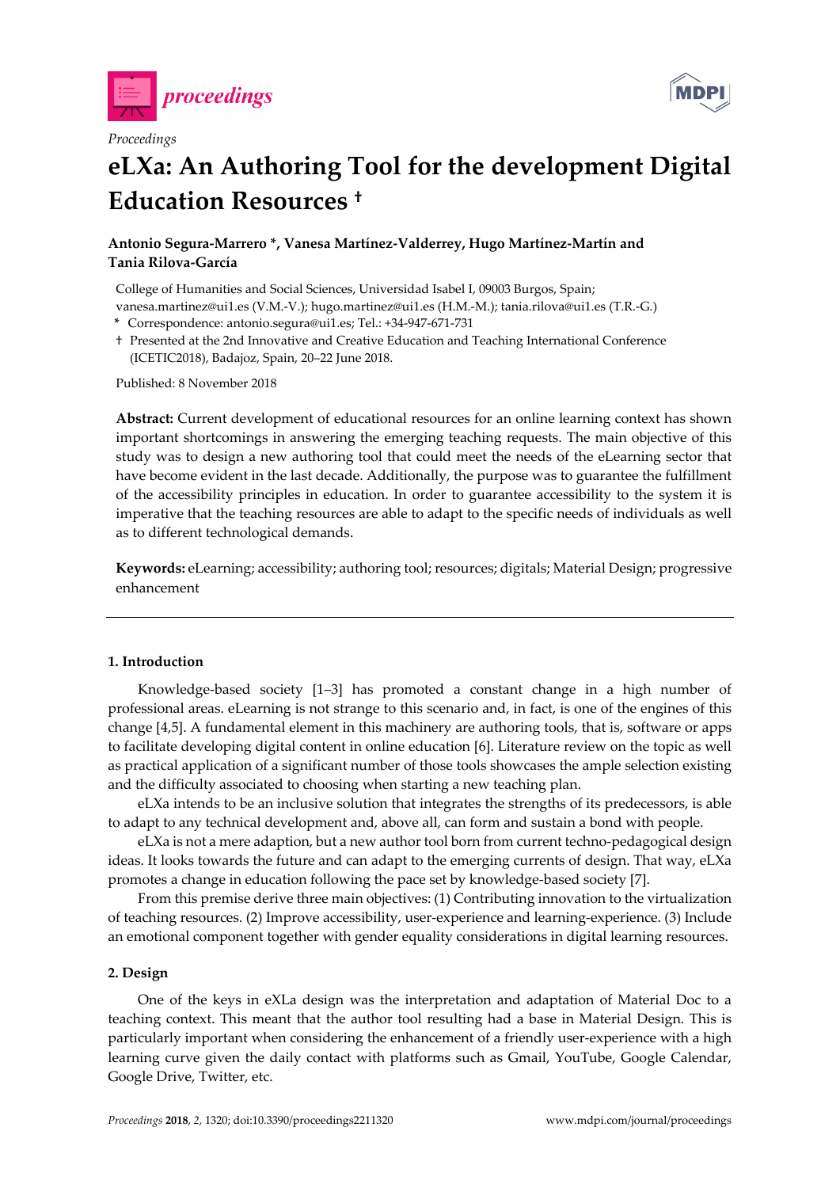*Proceedings*

# eLXa: An Authoring Tool for the development Digital Education Resources †

**Antonio Segura-Marrero \*, Vanesa Martínez-Valderrey, Hugo Martínez-Martín and Tania Rilova-García**

College of Humanities and Social Sciences, Universidad Isabel I, 09003 Burgos, Spain; vanesa.martinez@ui1.es (V.M.-V.); hugo.martinez@ui1.es (H.M.-M.); tania.rilova@ui1.es (T.R.-G.)

\* Correspondence: antonio.segura@ui1.es; Tel.: +34-947-671-731

† Presented at the 2nd Innovative and Creative Education and Teaching International Conference (ICETIC2018), Badajoz, Spain, 20–22 June 2018.

Published: 8 November 2018

**Abstract:** Current development of educational resources for an online learning context has shown important shortcomings in answering the emerging teaching requests. The main objective of this study was to design a new authoring tool that could meet the needs of the eLearning sector that have become evident in the last decade. Additionally, the purpose was to guarantee the fulfillment of the accessibility principles in education. In order to guarantee accessibility to the system it is imperative that the teaching resources are able to adapt to the specific needs of individuals as well as to different technological demands.

**Keywords:** eLearning; accessibility; authoring tool; resources; digitals; Material Design; progressive enhancement

## 1. Introduction

Knowledge-based society [1–3] has promoted a constant change in a high number of professional areas. eLearning is not strange to this scenario and, in fact, is one of the engines of this change [4,5]. A fundamental element in this machinery are authoring tools, that is, software or apps to facilitate developing digital content in online education [6]. Literature review on the topic as well as practical application of a significant number of those tools showcases the ample selection existing and the difficulty associated to choosing when starting a new teaching plan.

eLXa intends to be an inclusive solution that integrates the strengths of its predecessors, is able to adapt to any technical development and, above all, can form and sustain a bond with people.

eLXa is not a mere adaption, but a new author tool born from current techno-pedagogical design ideas. It looks towards the future and can adapt to the emerging currents of design. That way, eLXa promotes a change in education following the pace set by knowledge-based society [7].

From this premise derive three main objectives: (1) Contributing innovation to the virtualization of teaching resources. (2) Improve accessibility, user-experience and learning-experience. (3) Include an emotional component together with gender equality considerations in digital learning resources.

## 2. Design

One of the keys in eXLa design was the interpretation and adaptation of Material Doc to a teaching context. This meant that the author tool resulting had a base in Material Design. This is particularly important when considering the enhancement of a friendly user-experience with a high learning curve given the daily contact with platforms such as Gmail, YouTube, Google Calendar, Google Drive, Twitter, etc.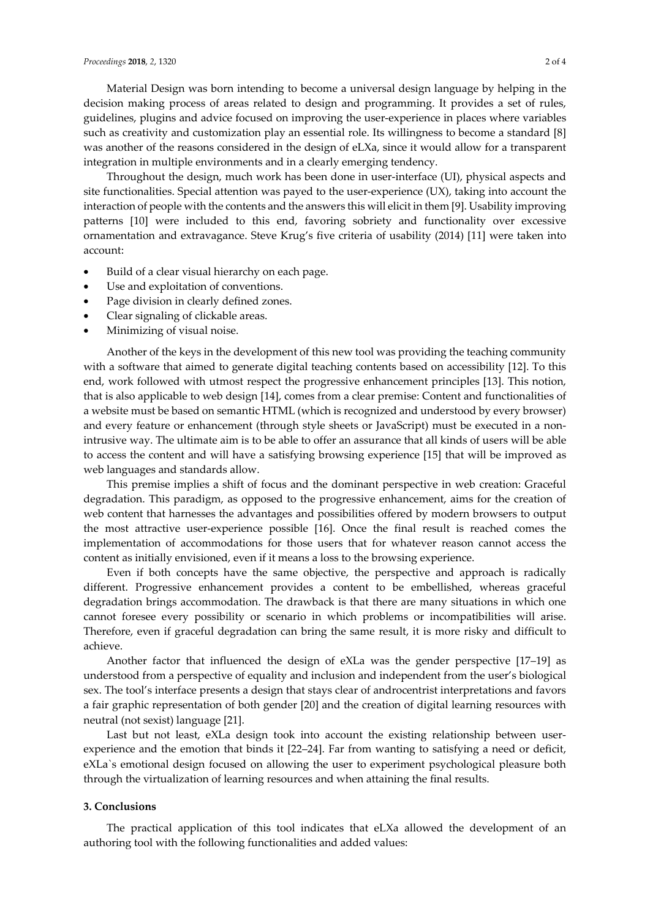Material Design was born intending to become a universal design language by helping in the decision making process of areas related to design and programming. It provides a set of rules, guidelines, plugins and advice focused on improving the user-experience in places where variables such as creativity and customization play an essential role. Its willingness to become a standard [8] was another of the reasons considered in the design of eLXa, since it would allow for a transparent integration in multiple environments and in a clearly emerging tendency.

Throughout the design, much work has been done in user-interface (UI), physical aspects and site functionalities. Special attention was payed to the user-experience (UX), taking into account the interaction of people with the contents and the answers this will elicit in them [9]. Usability improving patterns [10] were included to this end, favoring sobriety and functionality over excessive ornamentation and extravagance. Steve Krug's five criteria of usability (2014) [11] were taken into account:

- Build of a clear visual hierarchy on each page.
- Use and exploitation of conventions.
- Page division in clearly defined zones.
- Clear signaling of clickable areas.
- Minimizing of visual noise.

Another of the keys in the development of this new tool was providing the teaching community with a software that aimed to generate digital teaching contents based on accessibility [12]. To this end, work followed with utmost respect the progressive enhancement principles [13]. This notion, that is also applicable to web design [14], comes from a clear premise: Content and functionalities of a website must be based on semantic HTML (which is recognized and understood by every browser) and every feature or enhancement (through style sheets or JavaScript) must be executed in a non-intrusive way. The ultimate aim is to be able to offer an assurance that all kinds of users will be able to access the content and will have a satisfying browsing experience [15] that will be improved as web languages and standards allow.

This premise implies a shift of focus and the dominant perspective in web creation: Graceful degradation. This paradigm, as opposed to the progressive enhancement, aims for the creation of web content that harnesses the advantages and possibilities offered by modern browsers to output the most attractive user-experience possible [16]. Once the final result is reached comes the implementation of accommodations for those users that for whatever reason cannot access the content as initially envisioned, even if it means a loss to the browsing experience.

Even if both concepts have the same objective, the perspective and approach is radically different. Progressive enhancement provides a content to be embellished, whereas graceful degradation brings accommodation. The drawback is that there are many situations in which one cannot foresee every possibility or scenario in which problems or incompatibilities will arise. Therefore, even if graceful degradation can bring the same result, it is more risky and difficult to achieve.

Another factor that influenced the design of eXLa was the gender perspective [17–19] as understood from a perspective of equality and inclusion and independent from the user's biological sex. The tool's interface presents a design that stays clear of androcentrist interpretations and favors a fair graphic representation of both gender [20] and the creation of digital learning resources with neutral (not sexist) language [21].

Last but not least, eXLa design took into account the existing relationship between user-experience and the emotion that binds it [22–24]. Far from wanting to satisfying a need or deficit, eXLa`s emotional design focused on allowing the user to experiment psychological pleasure both through the virtualization of learning resources and when attaining the final results.

## 3. Conclusions

The practical application of this tool indicates that eLXa allowed the development of an authoring tool with the following functionalities and added values: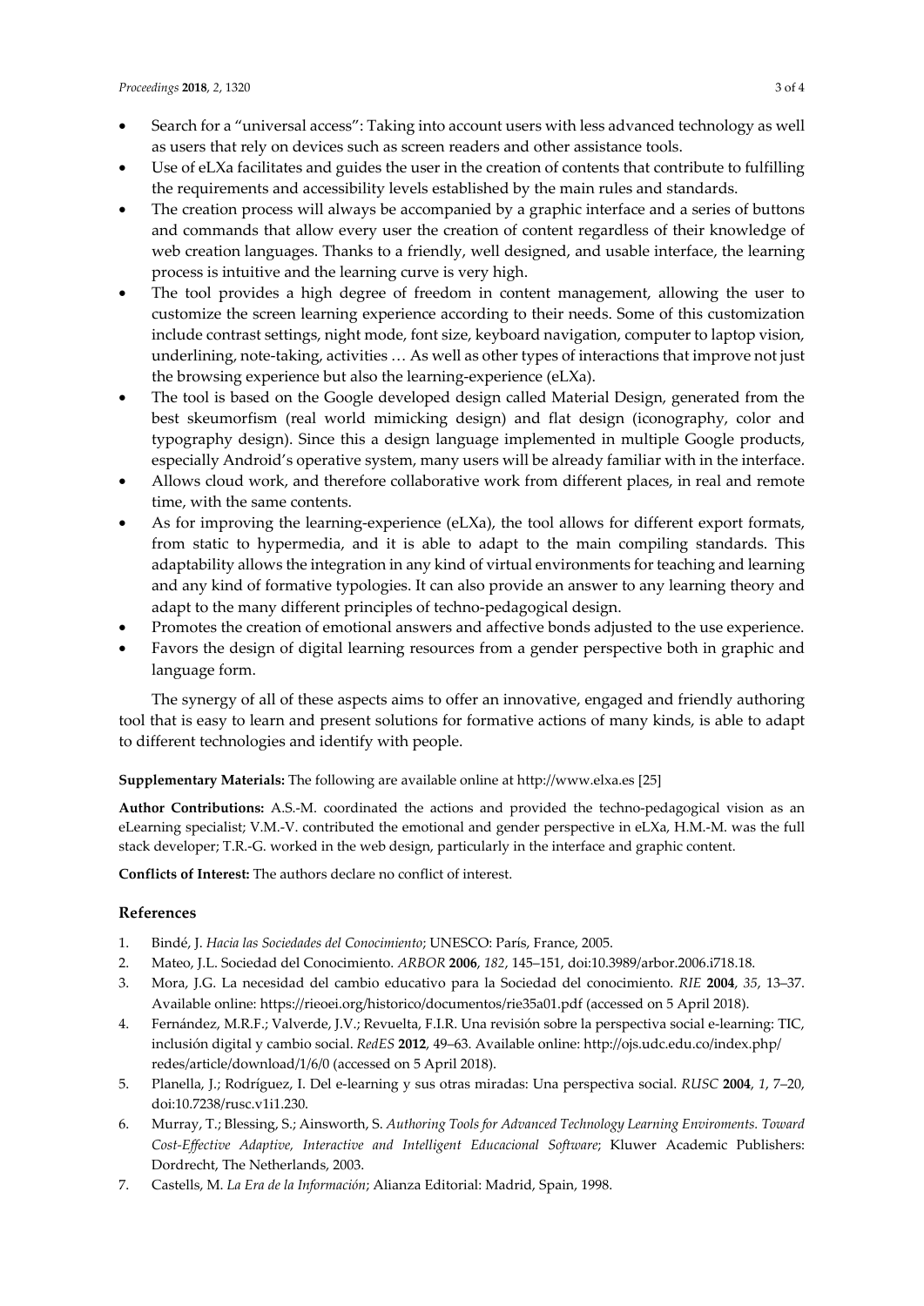- Search for a "universal access": Taking into account users with less advanced technology as well as users that rely on devices such as screen readers and other assistance tools.
- Use of eLXa facilitates and guides the user in the creation of contents that contribute to fulfilling the requirements and accessibility levels established by the main rules and standards.
- The creation process will always be accompanied by a graphic interface and a series of buttons and commands that allow every user the creation of content regardless of their knowledge of web creation languages. Thanks to a friendly, well designed, and usable interface, the learning process is intuitive and the learning curve is very high.
- The tool provides a high degree of freedom in content management, allowing the user to customize the screen learning experience according to their needs. Some of this customization include contrast settings, night mode, font size, keyboard navigation, computer to laptop vision, underlining, note-taking, activities … As well as other types of interactions that improve not just the browsing experience but also the learning-experience (eLXa).
- The tool is based on the Google developed design called Material Design, generated from the best skeumorfism (real world mimicking design) and flat design (iconography, color and typography design). Since this a design language implemented in multiple Google products, especially Android's operative system, many users will be already familiar with in the interface.
- Allows cloud work, and therefore collaborative work from different places, in real and remote time, with the same contents.
- As for improving the learning-experience (eLXa), the tool allows for different export formats, from static to hypermedia, and it is able to adapt to the main compiling standards. This adaptability allows the integration in any kind of virtual environments for teaching and learning and any kind of formative typologies. It can also provide an answer to any learning theory and adapt to the many different principles of techno-pedagogical design.
- Promotes the creation of emotional answers and affective bonds adjusted to the use experience.
- Favors the design of digital learning resources from a gender perspective both in graphic and language form.

The synergy of all of these aspects aims to offer an innovative, engaged and friendly authoring tool that is easy to learn and present solutions for formative actions of many kinds, is able to adapt to different technologies and identify with people.

**Supplementary Materials:** The following are available online at http://www.elxa.es [25]

**Author Contributions:** A.S.-M. coordinated the actions and provided the techno-pedagogical vision as an eLearning specialist; V.M.-V. contributed the emotional and gender perspective in eLXa, H.M.-M. was the full stack developer; T.R.-G. worked in the web design, particularly in the interface and graphic content.

**Conflicts of Interest:** The authors declare no conflict of interest.

## References

1. Bindé, J. *Hacia las Sociedades del Conocimiento*; UNESCO: París, France, 2005.
2. Mateo, J.L. Sociedad del Conocimiento. *ARBOR* **2006**, *182*, 145–151, doi:10.3989/arbor.2006.i718.18.
3. Mora, J.G. La necesidad del cambio educativo para la Sociedad del conocimiento. *RIE* **2004**, *35*, 13–37. Available online: https://rieoei.org/historico/documentos/rie35a01.pdf (accessed on 5 April 2018).
4. Fernández, M.R.F.; Valverde, J.V.; Revuelta, F.I.R. Una revisión sobre la perspectiva social e-learning: TIC, inclusión digital y cambio social. *RedES* **2012**, 49–63. Available online: http://ojs.udc.edu.co/index.php/redes/article/download/1/6/0 (accessed on 5 April 2018).
5. Planella, J.; Rodríguez, I. Del e-learning y sus otras miradas: Una perspectiva social. *RUSC* **2004**, *1*, 7–20, doi:10.7238/rusc.v1i1.230.
6. Murray, T.; Blessing, S.; Ainsworth, S. *Authoring Tools for Advanced Technology Learning Enviroments. Toward Cost-Effective Adaptive, Interactive and Intelligent Educacional Software*; Kluwer Academic Publishers: Dordrecht, The Netherlands, 2003.
7. Castells, M. *La Era de la Información*; Alianza Editorial: Madrid, Spain, 1998.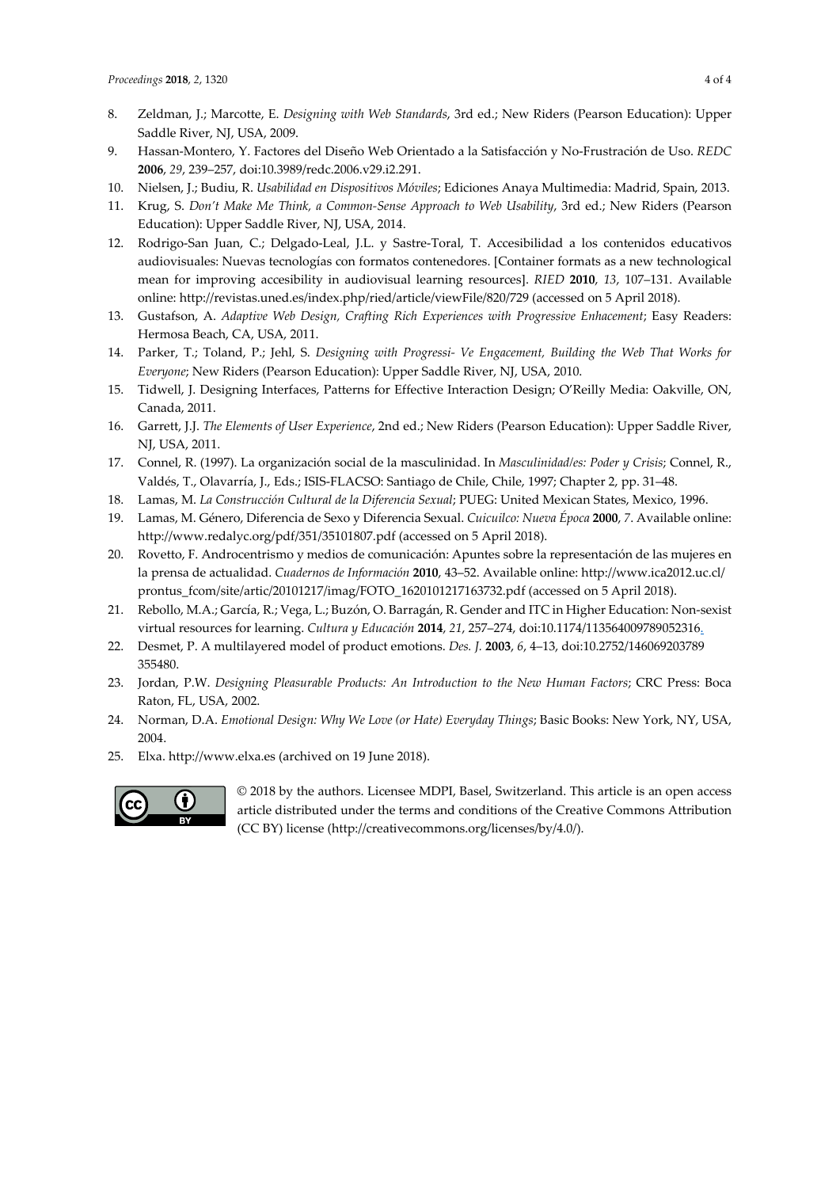8. Zeldman, J.; Marcotte, E. *Designing with Web Standards*, 3rd ed.; New Riders (Pearson Education): Upper Saddle River, NJ, USA, 2009.
9. Hassan-Montero, Y. Factores del Diseño Web Orientado a la Satisfacción y No-Frustración de Uso. *REDC* **2006**, *29*, 239–257, doi:10.3989/redc.2006.v29.i2.291.
10. Nielsen, J.; Budiu, R. *Usabilidad en Dispositivos Móviles*; Ediciones Anaya Multimedia: Madrid, Spain, 2013.
11. Krug, S. *Don't Make Me Think, a Common-Sense Approach to Web Usability*, 3rd ed.; New Riders (Pearson Education): Upper Saddle River, NJ, USA, 2014.
12. Rodrigo-San Juan, C.; Delgado-Leal, J.L. y Sastre-Toral, T. Accesibilidad a los contenidos educativos audiovisuales: Nuevas tecnologías con formatos contenedores. [Container formats as a new technological mean for improving accesibility in audiovisual learning resources]. *RIED* **2010**, *13*, 107–131. Available online: http://revistas.uned.es/index.php/ried/article/viewFile/820/729 (accessed on 5 April 2018).
13. Gustafson, A. *Adaptive Web Design, Crafting Rich Experiences with Progressive Enhacement*; Easy Readers: Hermosa Beach, CA, USA, 2011.
14. Parker, T.; Toland, P.; Jehl, S. *Designing with Progressi- Ve Engacement, Building the Web That Works for Everyone*; New Riders (Pearson Education): Upper Saddle River, NJ, USA, 2010.
15. Tidwell, J. Designing Interfaces, Patterns for Effective Interaction Design; O'Reilly Media: Oakville, ON, Canada, 2011.
16. Garrett, J.J. *The Elements of User Experience*, 2nd ed.; New Riders (Pearson Education): Upper Saddle River, NJ, USA, 2011.
17. Connel, R. (1997). La organización social de la masculinidad. In *Masculinidad/es: Poder y Crisis*; Connel, R., Valdés, T., Olavarría, J., Eds.; ISIS-FLACSO: Santiago de Chile, Chile, 1997; Chapter 2, pp. 31–48.
18. Lamas, M. *La Construcción Cultural de la Diferencia Sexual*; PUEG: United Mexican States, Mexico, 1996.
19. Lamas, M. Género, Diferencia de Sexo y Diferencia Sexual. *Cuicuilco: Nueva Época* **2000**, *7*. Available online: http://www.redalyc.org/pdf/351/35101807.pdf (accessed on 5 April 2018).
20. Rovetto, F. Androcentrismo y medios de comunicación: Apuntes sobre la representación de las mujeres en la prensa de actualidad. *Cuadernos de Información* **2010**, 43–52. Available online: http://www.ica2012.uc.cl/prontus_fcom/site/artic/20101217/imag/FOTO_1620101217163732.pdf (accessed on 5 April 2018).
21. Rebollo, M.A.; García, R.; Vega, L.; Buzón, O. Barragán, R. Gender and ITC in Higher Education: Non-sexist virtual resources for learning. *Cultura y Educación* **2014**, *21*, 257–274, doi:10.1174/113564009789052316.
22. Desmet, P. A multilayered model of product emotions. *Des. J.* **2003**, *6*, 4–13, doi:10.2752/146069203789355480.
23. Jordan, P.W. *Designing Pleasurable Products: An Introduction to the New Human Factors*; CRC Press: Boca Raton, FL, USA, 2002.
24. Norman, D.A. *Emotional Design: Why We Love (or Hate) Everyday Things*; Basic Books: New York, NY, USA, 2004.
25. Elxa. http://www.elxa.es (archived on 19 June 2018).

© 2018 by the authors. Licensee MDPI, Basel, Switzerland. This article is an open access article distributed under the terms and conditions of the Creative Commons Attribution (CC BY) license (http://creativecommons.org/licenses/by/4.0/).